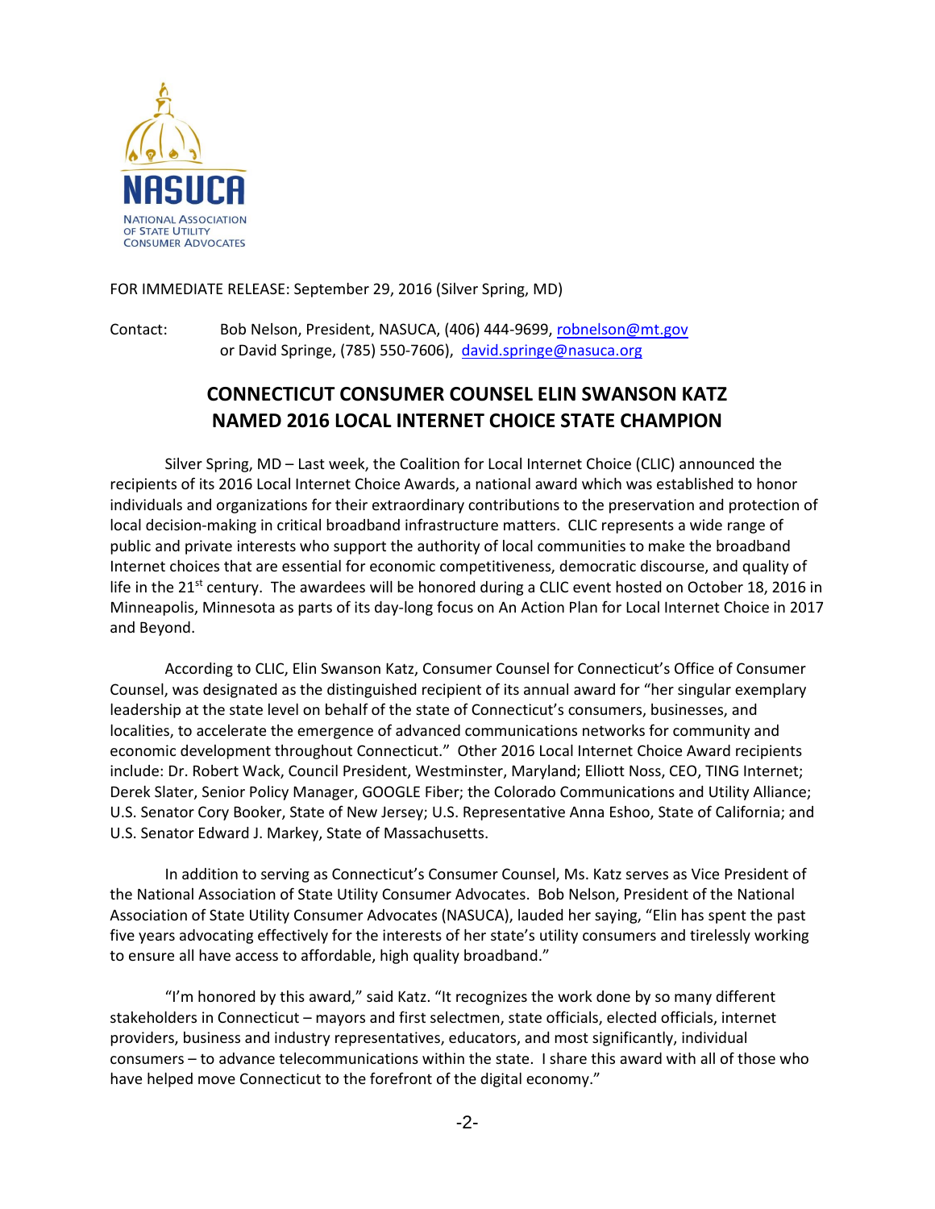NASUCA
NATIONAL ASSOCIATION OF STATE UTILITY CONSUMER ADVOCATES

FOR IMMEDIATE RELEASE: September 29, 2016 (Silver Spring, MD)

Contact: Bob Nelson, President, NASUCA, (406) 444-9699, robnelson@mt.gov
or David Springe, (785) 550-7606), david.springe@nasuca.org

# CONNECTICUT CONSUMER COUNSEL ELIN SWANSON KATZ NAMED 2016 LOCAL INTERNET CHOICE STATE CHAMPION

Silver Spring, MD – Last week, the Coalition for Local Internet Choice (CLIC) announced the recipients of its 2016 Local Internet Choice Awards, a national award which was established to honor individuals and organizations for their extraordinary contributions to the preservation and protection of local decision-making in critical broadband infrastructure matters. CLIC represents a wide range of public and private interests who support the authority of local communities to make the broadband Internet choices that are essential for economic competitiveness, democratic discourse, and quality of life in the 21st century. The awardees will be honored during a CLIC event hosted on October 18, 2016 in Minneapolis, Minnesota as parts of its day-long focus on An Action Plan for Local Internet Choice in 2017 and Beyond.

According to CLIC, Elin Swanson Katz, Consumer Counsel for Connecticut's Office of Consumer Counsel, was designated as the distinguished recipient of its annual award for "her singular exemplary leadership at the state level on behalf of the state of Connecticut's consumers, businesses, and localities, to accelerate the emergence of advanced communications networks for community and economic development throughout Connecticut." Other 2016 Local Internet Choice Award recipients include: Dr. Robert Wack, Council President, Westminster, Maryland; Elliott Noss, CEO, TING Internet; Derek Slater, Senior Policy Manager, GOOGLE Fiber; the Colorado Communications and Utility Alliance; U.S. Senator Cory Booker, State of New Jersey; U.S. Representative Anna Eshoo, State of California; and U.S. Senator Edward J. Markey, State of Massachusetts.

In addition to serving as Connecticut's Consumer Counsel, Ms. Katz serves as Vice President of the National Association of State Utility Consumer Advocates. Bob Nelson, President of the National Association of State Utility Consumer Advocates (NASUCA), lauded her saying, "Elin has spent the past five years advocating effectively for the interests of her state's utility consumers and tirelessly working to ensure all have access to affordable, high quality broadband."

"I'm honored by this award," said Katz. "It recognizes the work done by so many different stakeholders in Connecticut – mayors and first selectmen, state officials, elected officials, internet providers, business and industry representatives, educators, and most significantly, individual consumers – to advance telecommunications within the state. I share this award with all of those who have helped move Connecticut to the forefront of the digital economy."

-2-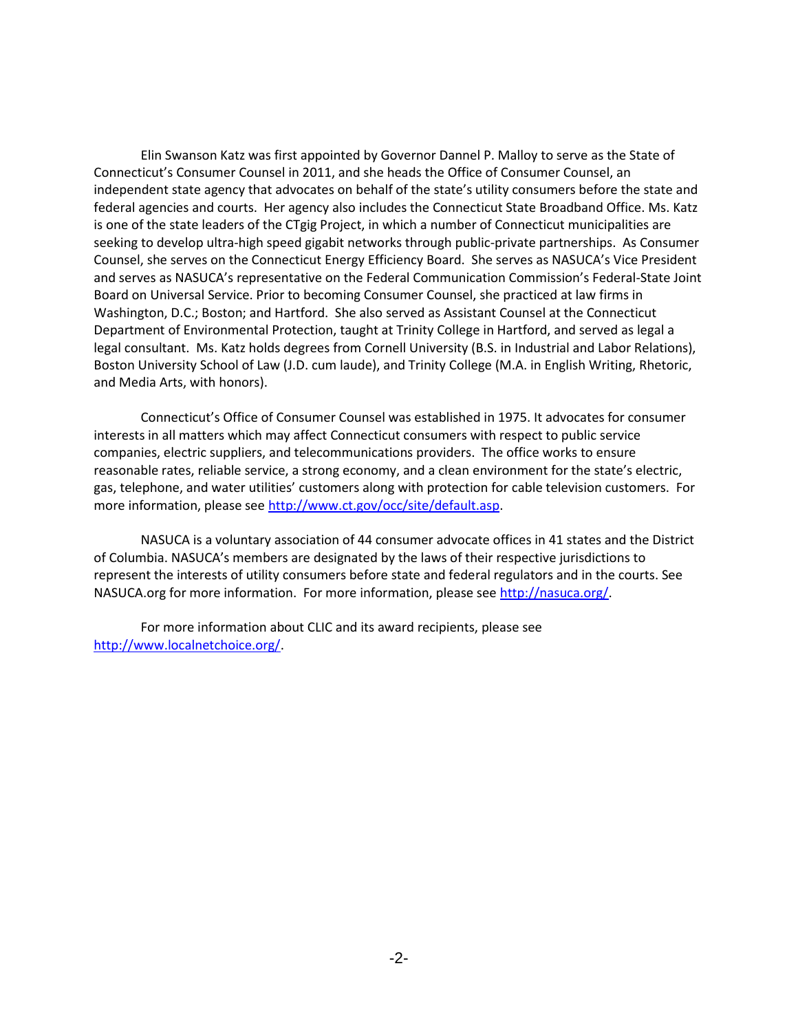Elin Swanson Katz was first appointed by Governor Dannel P. Malloy to serve as the State of Connecticut's Consumer Counsel in 2011, and she heads the Office of Consumer Counsel, an independent state agency that advocates on behalf of the state's utility consumers before the state and federal agencies and courts. Her agency also includes the Connecticut State Broadband Office. Ms. Katz is one of the state leaders of the CTgig Project, in which a number of Connecticut municipalities are seeking to develop ultra-high speed gigabit networks through public-private partnerships. As Consumer Counsel, she serves on the Connecticut Energy Efficiency Board. She serves as NASUCA's Vice President and serves as NASUCA's representative on the Federal Communication Commission's Federal-State Joint Board on Universal Service. Prior to becoming Consumer Counsel, she practiced at law firms in Washington, D.C.; Boston; and Hartford. She also served as Assistant Counsel at the Connecticut Department of Environmental Protection, taught at Trinity College in Hartford, and served as legal a legal consultant. Ms. Katz holds degrees from Cornell University (B.S. in Industrial and Labor Relations), Boston University School of Law (J.D. cum laude), and Trinity College (M.A. in English Writing, Rhetoric, and Media Arts, with honors).

Connecticut's Office of Consumer Counsel was established in 1975. It advocates for consumer interests in all matters which may affect Connecticut consumers with respect to public service companies, electric suppliers, and telecommunications providers. The office works to ensure reasonable rates, reliable service, a strong economy, and a clean environment for the state's electric, gas, telephone, and water utilities' customers along with protection for cable television customers. For more information, please see http://www.ct.gov/occ/site/default.asp.

NASUCA is a voluntary association of 44 consumer advocate offices in 41 states and the District of Columbia. NASUCA's members are designated by the laws of their respective jurisdictions to represent the interests of utility consumers before state and federal regulators and in the courts. See NASUCA.org for more information. For more information, please see http://nasuca.org/.

For more information about CLIC and its award recipients, please see http://www.localnetchoice.org/.